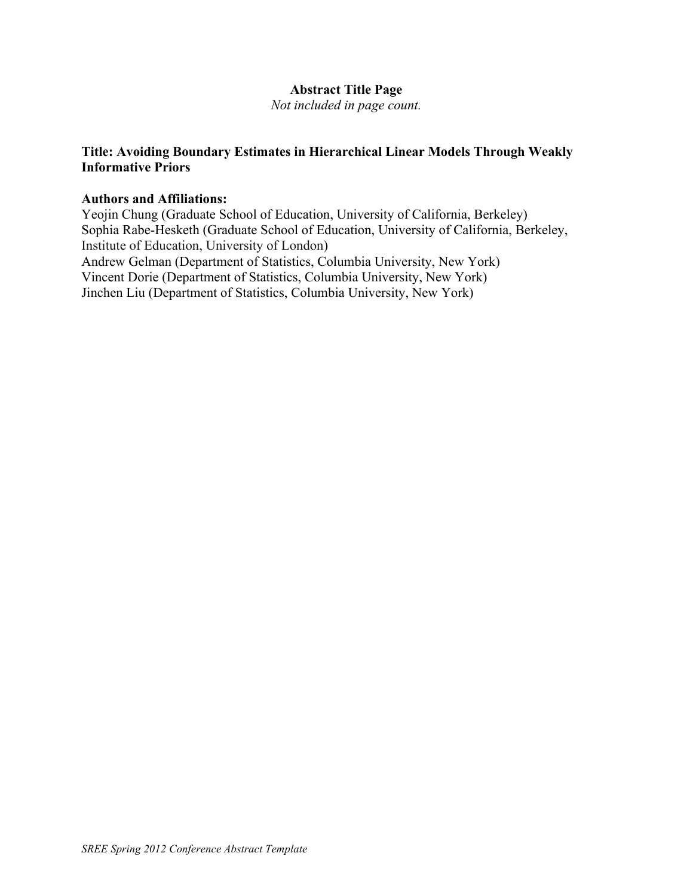**Abstract Title Page**

*Not included in page count.*

**Title: Avoiding Boundary Estimates in Hierarchical Linear Models Through Weakly Informative Priors**

**Authors and Affiliations:**

Yeojin Chung (Graduate School of Education, University of California, Berkeley)
Sophia Rabe-Hesketh (Graduate School of Education, University of California, Berkeley, Institute of Education, University of London)
Andrew Gelman (Department of Statistics, Columbia University, New York)
Vincent Dorie (Department of Statistics, Columbia University, New York)
Jinchen Liu (Department of Statistics, Columbia University, New York)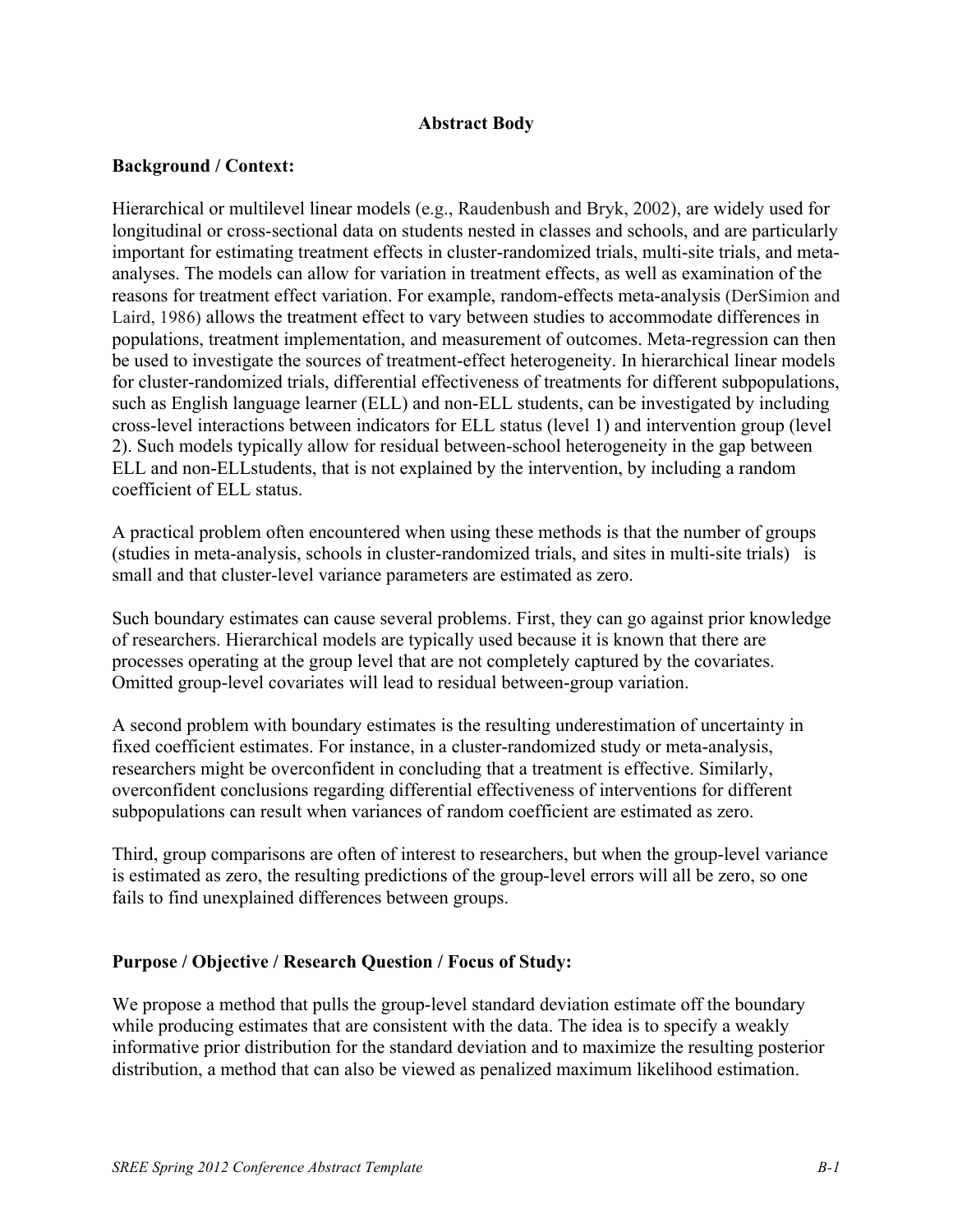**Abstract Body**

**Background / Context:**

Hierarchical or multilevel linear models (e.g., Raudenbush and Bryk, 2002), are widely used for longitudinal or cross-sectional data on students nested in classes and schools, and are particularly important for estimating treatment effects in cluster-randomized trials, multi-site trials, and meta-analyses. The models can allow for variation in treatment effects, as well as examination of the reasons for treatment effect variation. For example, random-effects meta-analysis (DerSimion and Laird, 1986) allows the treatment effect to vary between studies to accommodate differences in populations, treatment implementation, and measurement of outcomes. Meta-regression can then be used to investigate the sources of treatment-effect heterogeneity. In hierarchical linear models for cluster-randomized trials, differential effectiveness of treatments for different subpopulations, such as English language learner (ELL) and non-ELL students, can be investigated by including cross-level interactions between indicators for ELL status (level 1) and intervention group (level 2). Such models typically allow for residual between-school heterogeneity in the gap between ELL and non-ELLstudents, that is not explained by the intervention, by including a random coefficient of ELL status.

A practical problem often encountered when using these methods is that the number of groups (studies in meta-analysis, schools in cluster-randomized trials, and sites in multi-site trials) is small and that cluster-level variance parameters are estimated as zero.

Such boundary estimates can cause several problems. First, they can go against prior knowledge of researchers. Hierarchical models are typically used because it is known that there are processes operating at the group level that are not completely captured by the covariates. Omitted group-level covariates will lead to residual between-group variation.

A second problem with boundary estimates is the resulting underestimation of uncertainty in fixed coefficient estimates. For instance, in a cluster-randomized study or meta-analysis, researchers might be overconfident in concluding that a treatment is effective. Similarly, overconfident conclusions regarding differential effectiveness of interventions for different subpopulations can result when variances of random coefficient are estimated as zero.

Third, group comparisons are often of interest to researchers, but when the group-level variance is estimated as zero, the resulting predictions of the group-level errors will all be zero, so one fails to find unexplained differences between groups.

**Purpose / Objective / Research Question / Focus of Study:**

We propose a method that pulls the group-level standard deviation estimate off the boundary while producing estimates that are consistent with the data. The idea is to specify a weakly informative prior distribution for the standard deviation and to maximize the resulting posterior distribution, a method that can also be viewed as penalized maximum likelihood estimation.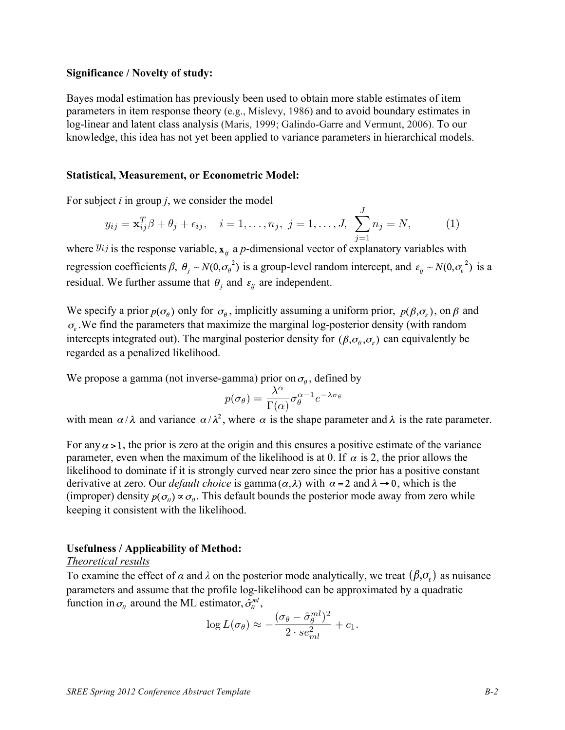**Significance / Novelty of study:**

Bayes modal estimation has previously been used to obtain more stable estimates of item parameters in item response theory (e.g., Mislevy, 1986) and to avoid boundary estimates in log-linear and latent class analysis (Maris, 1999; Galindo-Garre and Vermunt, 2006). To our knowledge, this idea has not yet been applied to variance parameters in hierarchical models.

**Statistical, Measurement, or Econometric Model:**

For subject *i* in group *j*, we consider the model

$$y_{ij} = \mathbf{x}_{ij}^T\beta + \theta_j + \epsilon_{ij}, \quad i = 1, \ldots, n_j, \; j = 1, \ldots, J, \; \sum_{j=1}^{J} n_j = N, \qquad (1)$$

where $y_{ij}$ is the response variable, $\mathbf{x}_{ij}$ a *p*-dimensional vector of explanatory variables with regression coefficients $\beta$, $\theta_j \sim N(0, \sigma_\theta^2)$ is a group-level random intercept, and $\varepsilon_{ij} \sim N(0, \sigma_\varepsilon^2)$ is a residual. We further assume that $\theta_j$ and $\varepsilon_{ij}$ are independent.

We specify a prior $p(\sigma_\theta)$ only for $\sigma_\theta$, implicitly assuming a uniform prior, $p(\beta, \sigma_\varepsilon)$, on $\beta$ and $\sigma_\varepsilon$. We find the parameters that maximize the marginal log-posterior density (with random intercepts integrated out). The marginal posterior density for $(\beta, \sigma_\theta, \sigma_\varepsilon)$ can equivalently be regarded as a penalized likelihood.

We propose a gamma (not inverse-gamma) prior on $\sigma_\theta$, defined by

$$p(\sigma_\theta) = \frac{\lambda^\alpha}{\Gamma(\alpha)} \sigma_\theta^{\alpha-1} e^{-\lambda\sigma_\theta}$$

with mean $\alpha/\lambda$ and variance $\alpha/\lambda^2$, where $\alpha$ is the shape parameter and $\lambda$ is the rate parameter.

For any $\alpha > 1$, the prior is zero at the origin and this ensures a positive estimate of the variance parameter, even when the maximum of the likelihood is at 0. If $\alpha$ is 2, the prior allows the likelihood to dominate if it is strongly curved near zero since the prior has a positive constant derivative at zero. Our *default choice* is gamma$(\alpha, \lambda)$ with $\alpha = 2$ and $\lambda \to 0$, which is the (improper) density $p(\sigma_\theta) \propto \sigma_\theta$. This default bounds the posterior mode away from zero while keeping it consistent with the likelihood.

**Usefulness / Applicability of Method:**

*Theoretical results*

To examine the effect of $\alpha$ and $\lambda$ on the posterior mode analytically, we treat $(\beta, \sigma_\varepsilon)$ as nuisance parameters and assume that the profile log-likelihood can be approximated by a quadratic function in $\sigma_\theta$ around the ML estimator, $\hat{\sigma}_\theta^{ml}$,

$$\log L(\sigma_\theta) \approx -\frac{(\sigma_\theta - \hat{\sigma}_\theta^{ml})^2}{2 \cdot se_{ml}^2} + c_1.$$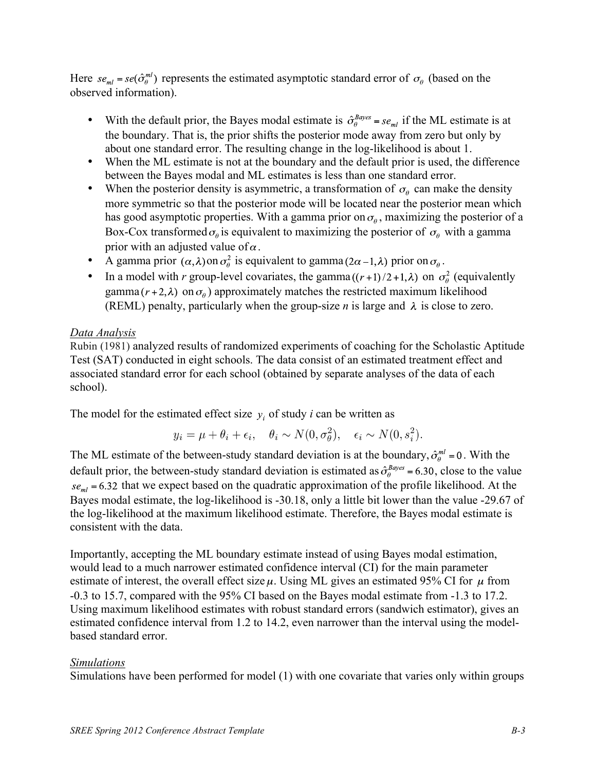Here $se_{ml} = se(\hat{\sigma}_\theta^{ml})$ represents the estimated asymptotic standard error of $\sigma_\theta$ (based on the observed information).

- With the default prior, the Bayes modal estimate is $\hat{\sigma}_\theta^{Bayes} = se_{ml}$ if the ML estimate is at the boundary. That is, the prior shifts the posterior mode away from zero but only by about one standard error. The resulting change in the log-likelihood is about 1.
- When the ML estimate is not at the boundary and the default prior is used, the difference between the Bayes modal and ML estimates is less than one standard error.
- When the posterior density is asymmetric, a transformation of $\sigma_\theta$ can make the density more symmetric so that the posterior mode will be located near the posterior mean which has good asymptotic properties. With a gamma prior on $\sigma_\theta$, maximizing the posterior of a Box-Cox transformed $\sigma_\theta$ is equivalent to maximizing the posterior of $\sigma_\theta$ with a gamma prior with an adjusted value of $\alpha$.
- A gamma prior $(\alpha, \lambda)$ on $\sigma_\theta^2$ is equivalent to gamma $(2\alpha - 1, \lambda)$ prior on $\sigma_\theta$.
- In a model with *r* group-level covariates, the gamma $((r+1)/2+1, \lambda)$ on $\sigma_\theta^2$ (equivalently gamma $(r+2, \lambda)$ on $\sigma_\theta$) approximately matches the restricted maximum likelihood (REML) penalty, particularly when the group-size *n* is large and $\lambda$ is close to zero.

*Data Analysis*

Rubin (1981) analyzed results of randomized experiments of coaching for the Scholastic Aptitude Test (SAT) conducted in eight schools. The data consist of an estimated treatment effect and associated standard error for each school (obtained by separate analyses of the data of each school).

The model for the estimated effect size $y_i$ of study *i* can be written as

$$y_i = \mu + \theta_i + \epsilon_i, \quad \theta_i \sim N(0, \sigma_\theta^2), \quad \epsilon_i \sim N(0, s_i^2).$$

The ML estimate of the between-study standard deviation is at the boundary, $\hat{\sigma}_\theta^{ml} = 0$. With the default prior, the between-study standard deviation is estimated as $\hat{\sigma}_\theta^{Bayes} = 6.30$, close to the value $se_{ml} = 6.32$ that we expect based on the quadratic approximation of the profile likelihood. At the Bayes modal estimate, the log-likelihood is -30.18, only a little bit lower than the value -29.67 of the log-likelihood at the maximum likelihood estimate. Therefore, the Bayes modal estimate is consistent with the data.

Importantly, accepting the ML boundary estimate instead of using Bayes modal estimation, would lead to a much narrower estimated confidence interval (CI) for the main parameter estimate of interest, the overall effect size $\mu$. Using ML gives an estimated 95% CI for $\mu$ from -0.3 to 15.7, compared with the 95% CI based on the Bayes modal estimate from -1.3 to 17.2. Using maximum likelihood estimates with robust standard errors (sandwich estimator), gives an estimated confidence interval from 1.2 to 14.2, even narrower than the interval using the model-based standard error.

*Simulations*

Simulations have been performed for model (1) with one covariate that varies only within groups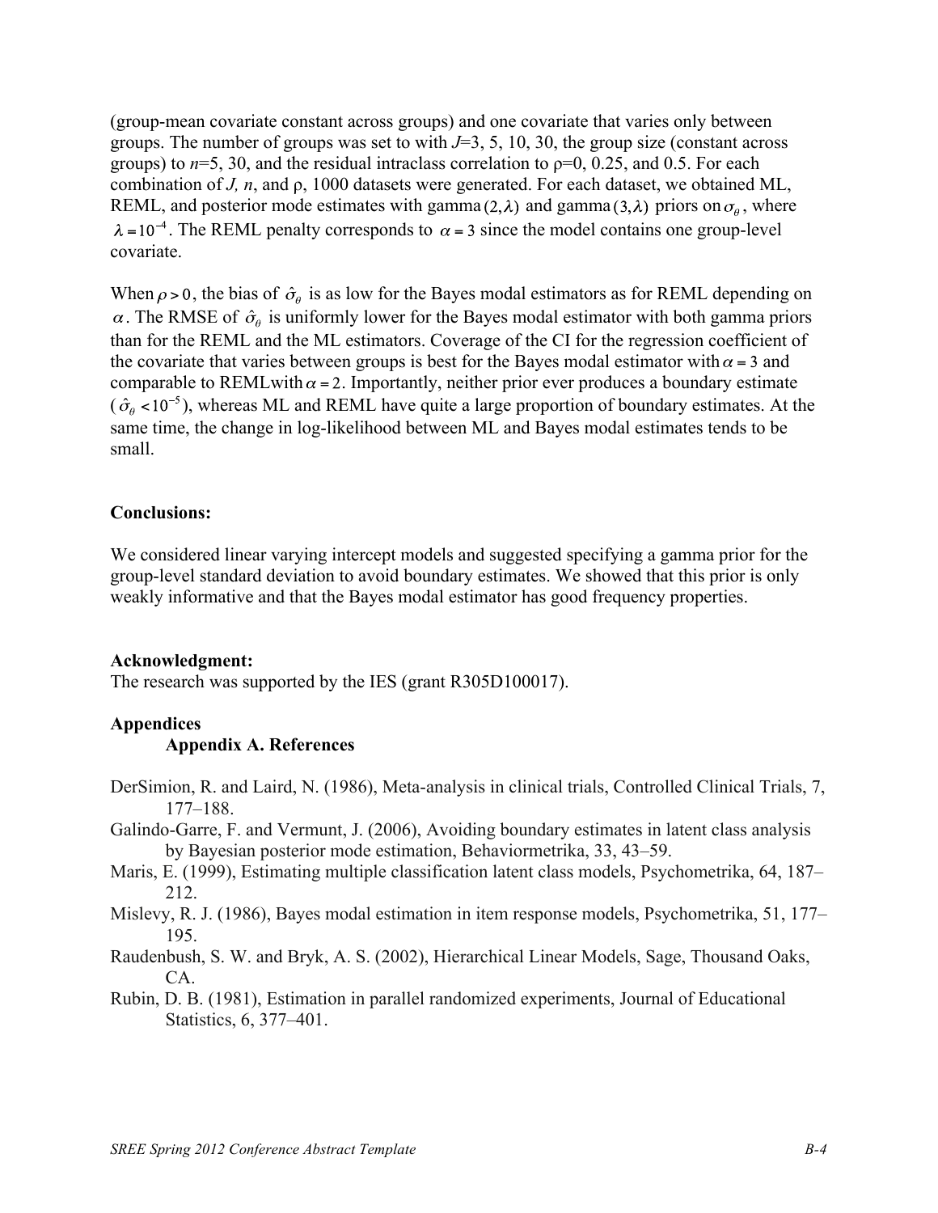(group-mean covariate constant across groups) and one covariate that varies only between groups. The number of groups was set to with *J*=3, 5, 10, 30, the group size (constant across groups) to *n*=5, 30, and the residual intraclass correlation to ρ=0, 0.25, and 0.5. For each combination of *J, n*, and ρ, 1000 datasets were generated. For each dataset, we obtained ML, REML, and posterior mode estimates with gamma$(2,\lambda)$ and gamma$(3,\lambda)$ priors on $\sigma_\theta$, where $\lambda = 10^{-4}$. The REML penalty corresponds to $\alpha = 3$ since the model contains one group-level covariate.

When $\rho > 0$, the bias of $\hat{\sigma}_\theta$ is as low for the Bayes modal estimators as for REML depending on $\alpha$. The RMSE of $\hat{\sigma}_\theta$ is uniformly lower for the Bayes modal estimator with both gamma priors than for the REML and the ML estimators. Coverage of the CI for the regression coefficient of the covariate that varies between groups is best for the Bayes modal estimator with $\alpha = 3$ and comparable to REMLwith $\alpha = 2$. Importantly, neither prior ever produces a boundary estimate ($\hat{\sigma}_\theta < 10^{-5}$), whereas ML and REML have quite a large proportion of boundary estimates. At the same time, the change in log-likelihood between ML and Bayes modal estimates tends to be small.

**Conclusions:**

We considered linear varying intercept models and suggested specifying a gamma prior for the group-level standard deviation to avoid boundary estimates. We showed that this prior is only weakly informative and that the Bayes modal estimator has good frequency properties.

**Acknowledgment:**
The research was supported by the IES (grant R305D100017).

**Appendices**

**Appendix A. References**

DerSimion, R. and Laird, N. (1986), Meta-analysis in clinical trials, Controlled Clinical Trials, 7, 177–188.

Galindo-Garre, F. and Vermunt, J. (2006), Avoiding boundary estimates in latent class analysis by Bayesian posterior mode estimation, Behaviormetrika, 33, 43–59.

Maris, E. (1999), Estimating multiple classification latent class models, Psychometrika, 64, 187–212.

Mislevy, R. J. (1986), Bayes modal estimation in item response models, Psychometrika, 51, 177–195.

Raudenbush, S. W. and Bryk, A. S. (2002), Hierarchical Linear Models, Sage, Thousand Oaks, CA.

Rubin, D. B. (1981), Estimation in parallel randomized experiments, Journal of Educational Statistics, 6, 377–401.